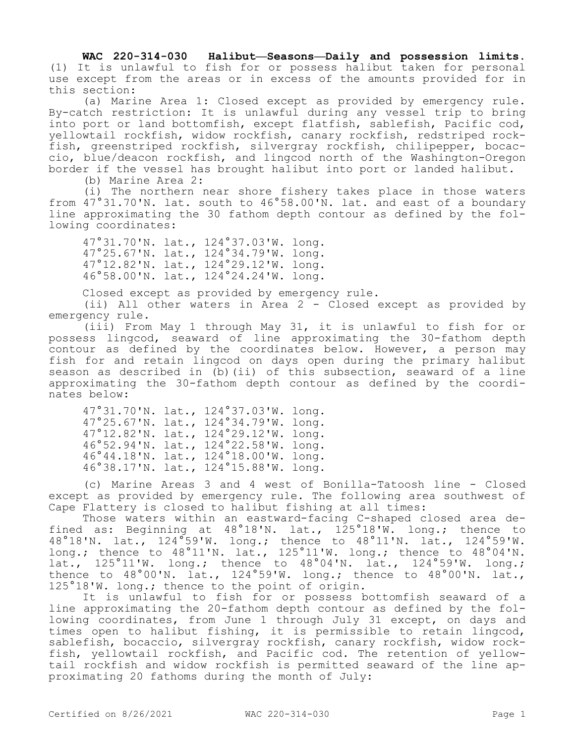**WAC 220-314-030 Halibut—Seasons—Daily and possession limits.** (1) It is unlawful to fish for or possess halibut taken for personal use except from the areas or in excess of the amounts provided for in this section:

(a) Marine Area 1: Closed except as provided by emergency rule. By-catch restriction: It is unlawful during any vessel trip to bring into port or land bottomfish, except flatfish, sablefish, Pacific cod, yellowtail rockfish, widow rockfish, canary rockfish, redstriped rockfish, greenstriped rockfish, silvergray rockfish, chilipepper, bocaccio, blue/deacon rockfish, and lingcod north of the Washington-Oregon border if the vessel has brought halibut into port or landed halibut.

(b) Marine Area 2:

(i) The northern near shore fishery takes place in those waters from 47°31.70'N. lat. south to 46°58.00'N. lat. and east of a boundary line approximating the 30 fathom depth contour as defined by the following coordinates:

47°31.70'N. lat., 124°37.03'W. long.
47°25.67'N. lat., 124°34.79'W. long.
47°12.82'N. lat., 124°29.12'W. long.
46°58.00'N. lat., 124°24.24'W. long.

Closed except as provided by emergency rule.

(ii) All other waters in Area 2 - Closed except as provided by emergency rule.

(iii) From May 1 through May 31, it is unlawful to fish for or possess lingcod, seaward of line approximating the 30-fathom depth contour as defined by the coordinates below. However, a person may fish for and retain lingcod on days open during the primary halibut season as described in (b)(ii) of this subsection, seaward of a line approximating the 30-fathom depth contour as defined by the coordinates below:

47°31.70'N. lat., 124°37.03'W. long.
47°25.67'N. lat., 124°34.79'W. long.
47°12.82'N. lat., 124°29.12'W. long.
46°52.94'N. lat., 124°22.58'W. long.
46°44.18'N. lat., 124°18.00'W. long.
46°38.17'N. lat., 124°15.88'W. long.

(c) Marine Areas 3 and 4 west of Bonilla-Tatoosh line - Closed except as provided by emergency rule. The following area southwest of Cape Flattery is closed to halibut fishing at all times:

Those waters within an eastward-facing C-shaped closed area defined as: Beginning at 48°18'N. lat., 125°18'W. long.; thence to 48°18'N. lat., 124°59'W. long.; thence to 48°11'N. lat., 124°59'W. long.; thence to 48°11'N. lat., 125°11'W. long.; thence to 48°04'N. lat., 125°11'W. long.; thence to 48°04'N. lat., 124°59'W. long.; thence to 48°00'N. lat., 124°59'W. long.; thence to 48°00'N. lat., 125°18'W. long.; thence to the point of origin.

It is unlawful to fish for or possess bottomfish seaward of a line approximating the 20-fathom depth contour as defined by the following coordinates, from June 1 through July 31 except, on days and times open to halibut fishing, it is permissible to retain lingcod, sablefish, bocaccio, silvergray rockfish, canary rockfish, widow rockfish, yellowtail rockfish, and Pacific cod. The retention of yellowtail rockfish and widow rockfish is permitted seaward of the line approximating 20 fathoms during the month of July: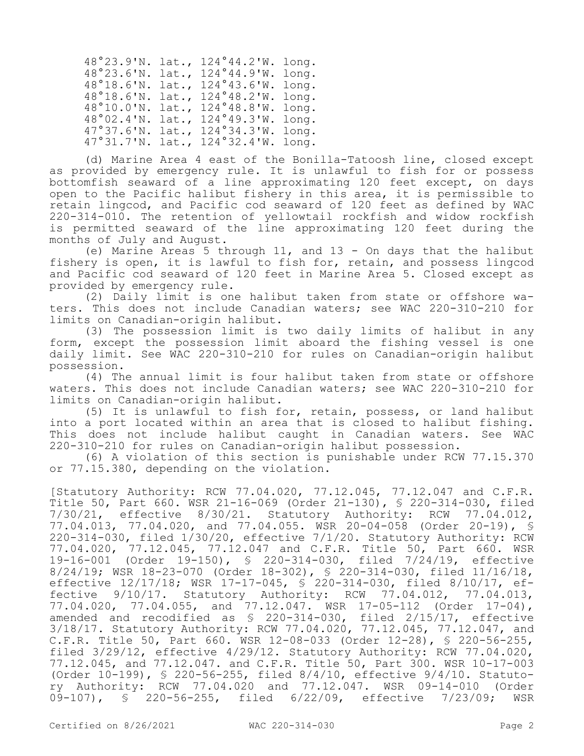48°23.9'N. lat., 124°44.2'W. long.
48°23.6'N. lat., 124°44.9'W. long.
48°18.6'N. lat., 124°43.6'W. long.
48°18.6'N. lat., 124°48.2'W. long.
48°10.0'N. lat., 124°48.8'W. long.
48°02.4'N. lat., 124°49.3'W. long.
47°37.6'N. lat., 124°34.3'W. long.
47°31.7'N. lat., 124°32.4'W. long.

(d) Marine Area 4 east of the Bonilla-Tatoosh line, closed except as provided by emergency rule. It is unlawful to fish for or possess bottomfish seaward of a line approximating 120 feet except, on days open to the Pacific halibut fishery in this area, it is permissible to retain lingcod, and Pacific cod seaward of 120 feet as defined by WAC 220-314-010. The retention of yellowtail rockfish and widow rockfish is permitted seaward of the line approximating 120 feet during the months of July and August.

(e) Marine Areas 5 through 11, and 13 - On days that the halibut fishery is open, it is lawful to fish for, retain, and possess lingcod and Pacific cod seaward of 120 feet in Marine Area 5. Closed except as provided by emergency rule.

(2) Daily limit is one halibut taken from state or offshore waters. This does not include Canadian waters; see WAC 220-310-210 for limits on Canadian-origin halibut.

(3) The possession limit is two daily limits of halibut in any form, except the possession limit aboard the fishing vessel is one daily limit. See WAC 220-310-210 for rules on Canadian-origin halibut possession.

(4) The annual limit is four halibut taken from state or offshore waters. This does not include Canadian waters; see WAC 220-310-210 for limits on Canadian-origin halibut.

(5) It is unlawful to fish for, retain, possess, or land halibut into a port located within an area that is closed to halibut fishing. This does not include halibut caught in Canadian waters. See WAC 220-310-210 for rules on Canadian-origin halibut possession.

(6) A violation of this section is punishable under RCW 77.15.370 or 77.15.380, depending on the violation.

[Statutory Authority: RCW 77.04.020, 77.12.045, 77.12.047 and C.F.R. Title 50, Part 660. WSR 21-16-069 (Order 21-130), § 220-314-030, filed 7/30/21, effective 8/30/21. Statutory Authority: RCW 77.04.012, 77.04.013, 77.04.020, and 77.04.055. WSR 20-04-058 (Order 20-19), § 220-314-030, filed 1/30/20, effective 7/1/20. Statutory Authority: RCW 77.04.020, 77.12.045, 77.12.047 and C.F.R. Title 50, Part 660. WSR 19-16-001 (Order 19-150), § 220-314-030, filed 7/24/19, effective 8/24/19; WSR 18-23-070 (Order 18-302), § 220-314-030, filed 11/16/18, effective 12/17/18; WSR 17-17-045, § 220-314-030, filed 8/10/17, effective 9/10/17. Statutory Authority: RCW 77.04.012, 77.04.013, 77.04.020, 77.04.055, and 77.12.047. WSR 17-05-112 (Order 17-04), amended and recodified as § 220-314-030, filed 2/15/17, effective 3/18/17. Statutory Authority: RCW 77.04.020, 77.12.045, 77.12.047, and C.F.R. Title 50, Part 660. WSR 12-08-033 (Order 12-28), § 220-56-255, filed 3/29/12, effective 4/29/12. Statutory Authority: RCW 77.04.020, 77.12.045, and 77.12.047. and C.F.R. Title 50, Part 300. WSR 10-17-003 (Order 10-199), § 220-56-255, filed 8/4/10, effective 9/4/10. Statutory Authority: RCW 77.04.020 and 77.12.047. WSR 09-14-010 (Order 09-107), § 220-56-255, filed 6/22/09, effective 7/23/09; WSR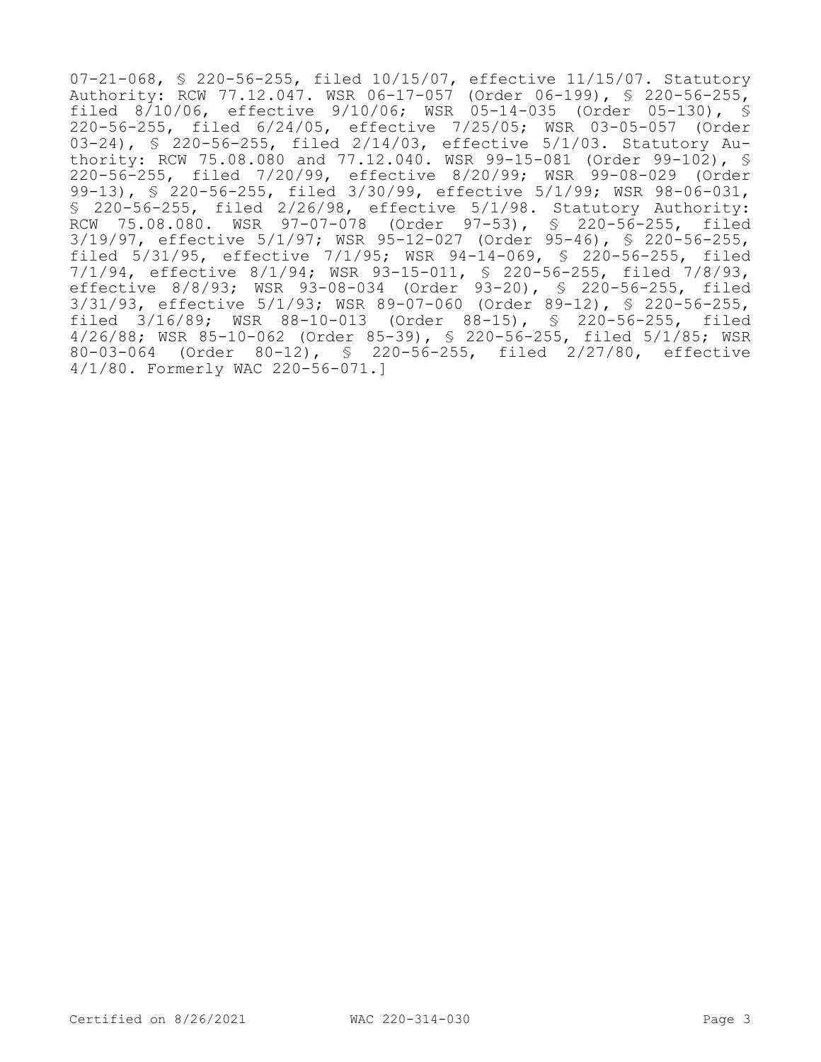07-21-068, § 220-56-255, filed 10/15/07, effective 11/15/07. Statutory Authority: RCW 77.12.047. WSR 06-17-057 (Order 06-199), § 220-56-255, filed 8/10/06, effective 9/10/06; WSR 05-14-035 (Order 05-130), § 220-56-255, filed 6/24/05, effective 7/25/05; WSR 03-05-057 (Order 03-24), § 220-56-255, filed 2/14/03, effective 5/1/03. Statutory Authority: RCW 75.08.080 and 77.12.040. WSR 99-15-081 (Order 99-102), § 220-56-255, filed 7/20/99, effective 8/20/99; WSR 99-08-029 (Order 99-13), § 220-56-255, filed 3/30/99, effective 5/1/99; WSR 98-06-031, § 220-56-255, filed 2/26/98, effective 5/1/98. Statutory Authority: RCW 75.08.080. WSR 97-07-078 (Order 97-53), § 220-56-255, filed 3/19/97, effective 5/1/97; WSR 95-12-027 (Order 95-46), § 220-56-255, filed 5/31/95, effective 7/1/95; WSR 94-14-069, § 220-56-255, filed 7/1/94, effective 8/1/94; WSR 93-15-011, § 220-56-255, filed 7/8/93, effective 8/8/93; WSR 93-08-034 (Order 93-20), § 220-56-255, filed 3/31/93, effective 5/1/93; WSR 89-07-060 (Order 89-12), § 220-56-255, filed 3/16/89; WSR 88-10-013 (Order 88-15), § 220-56-255, filed 4/26/88; WSR 85-10-062 (Order 85-39), § 220-56-255, filed 5/1/85; WSR 80-03-064 (Order 80-12), § 220-56-255, filed 2/27/80, effective 4/1/80. Formerly WAC 220-56-071.]